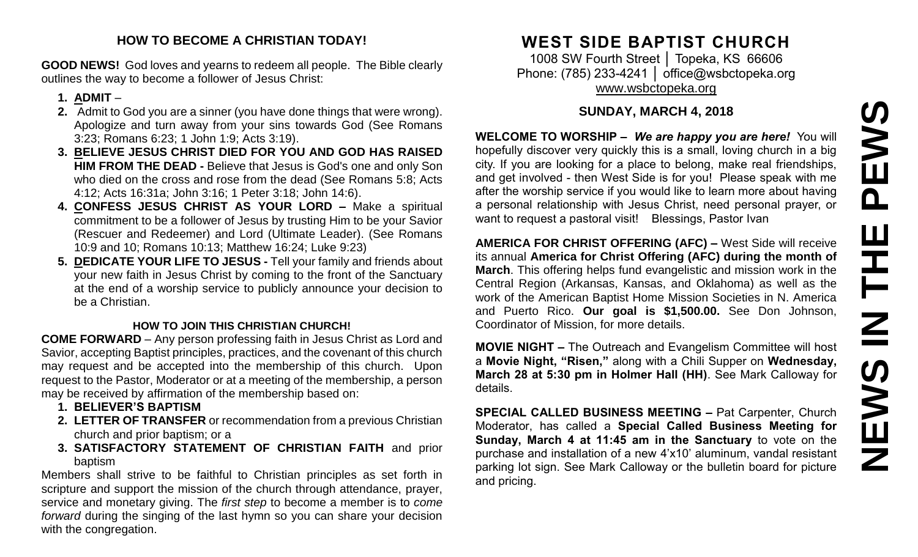## HOW TO BECOME A CHRISTIAN TODAY!

**GOOD NEWS!** God loves and yearns to redeem all people. The Bible clearly outlines the way to become a follower of Jesus Christ:

1. **ADMIT** –
2. Admit to God you are a sinner (you have done things that were wrong). Apologize and turn away from your sins towards God (See Romans 3:23; Romans 6:23; 1 John 1:9; Acts 3:19).
3. **BELIEVE JESUS CHRIST DIED FOR YOU AND GOD HAS RAISED HIM FROM THE DEAD -** Believe that Jesus is God's one and only Son who died on the cross and rose from the dead (See Romans 5:8; Acts 4:12; Acts 16:31a; John 3:16; 1 Peter 3:18; John 14:6).
4. **CONFESS JESUS CHRIST AS YOUR LORD –** Make a spiritual commitment to be a follower of Jesus by trusting Him to be your Savior (Rescuer and Redeemer) and Lord (Ultimate Leader). (See Romans 10:9 and 10; Romans 10:13; Matthew 16:24; Luke 9:23)
5. **DEDICATE YOUR LIFE TO JESUS -** Tell your family and friends about your new faith in Jesus Christ by coming to the front of the Sanctuary at the end of a worship service to publicly announce your decision to be a Christian.

### HOW TO JOIN THIS CHRISTIAN CHURCH!

**COME FORWARD** – Any person professing faith in Jesus Christ as Lord and Savior, accepting Baptist principles, practices, and the covenant of this church may request and be accepted into the membership of this church. Upon request to the Pastor, Moderator or at a meeting of the membership, a person may be received by affirmation of the membership based on:

1. **BELIEVER'S BAPTISM**
2. **LETTER OF TRANSFER** or recommendation from a previous Christian church and prior baptism; or a
3. **SATISFACTORY STATEMENT OF CHRISTIAN FAITH** and prior baptism

Members shall strive to be faithful to Christian principles as set forth in scripture and support the mission of the church through attendance, prayer, service and monetary giving. The *first step* to become a member is to *come forward* during the singing of the last hymn so you can share your decision with the congregation.

# WEST SIDE BAPTIST CHURCH

1008 SW Fourth Street │ Topeka, KS 66606
Phone: (785) 233-4241 │ office@wsbctopeka.org
www.wsbctopeka.org

## SUNDAY, MARCH 4, 2018

# NEWS IN THE PEWS

**WELCOME TO WORSHIP –** ***We are happy you are here!*** You will hopefully discover very quickly this is a small, loving church in a big city. If you are looking for a place to belong, make real friendships, and get involved - then West Side is for you! Please speak with me after the worship service if you would like to learn more about having a personal relationship with Jesus Christ, need personal prayer, or want to request a pastoral visit! Blessings, Pastor Ivan

**AMERICA FOR CHRIST OFFERING (AFC) –** West Side will receive its annual **America for Christ Offering (AFC) during the month of March**. This offering helps fund evangelistic and mission work in the Central Region (Arkansas, Kansas, and Oklahoma) as well as the work of the American Baptist Home Mission Societies in N. America and Puerto Rico. **Our goal is $1,500.00.** See Don Johnson, Coordinator of Mission, for more details.

**MOVIE NIGHT –** The Outreach and Evangelism Committee will host a **Movie Night, "Risen,"** along with a Chili Supper on **Wednesday, March 28 at 5:30 pm in Holmer Hall (HH)**. See Mark Calloway for details.

**SPECIAL CALLED BUSINESS MEETING –** Pat Carpenter, Church Moderator, has called a **Special Called Business Meeting for Sunday, March 4 at 11:45 am in the Sanctuary** to vote on the purchase and installation of a new 4'x10' aluminum, vandal resistant parking lot sign. See Mark Calloway or the bulletin board for picture and pricing.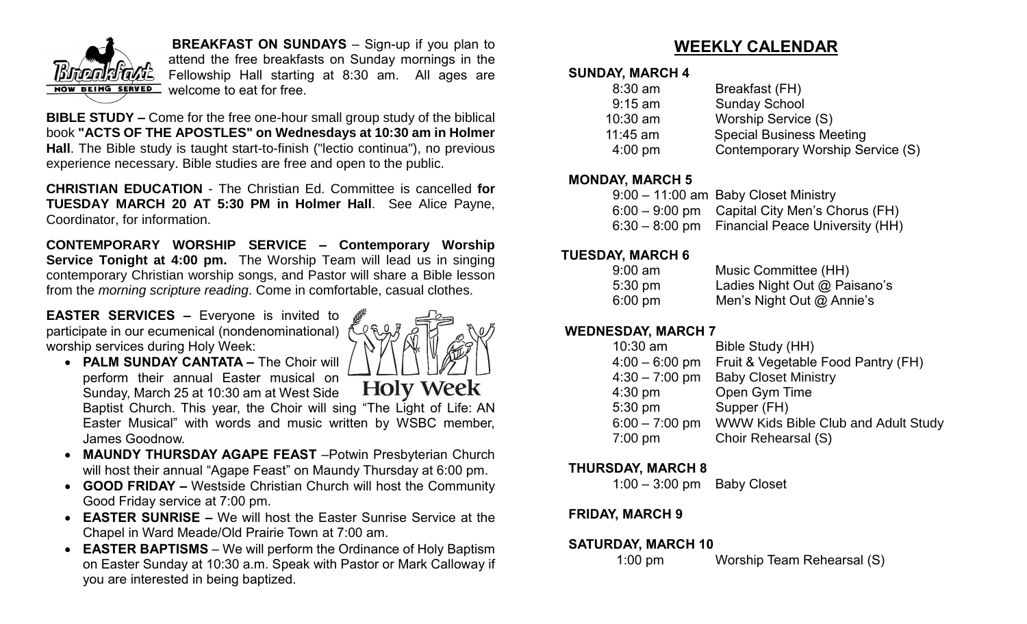**BREAKFAST ON SUNDAYS** – Sign-up if you plan to attend the free breakfasts on Sunday mornings in the Fellowship Hall starting at 8:30 am. All ages are welcome to eat for free.

**BIBLE STUDY –** Come for the free one-hour small group study of the biblical book **"ACTS OF THE APOSTLES" on Wednesdays at 10:30 am in Holmer Hall**. The Bible study is taught start-to-finish ("lectio continua"), no previous experience necessary. Bible studies are free and open to the public.

**CHRISTIAN EDUCATION** - The Christian Ed. Committee is cancelled **for TUESDAY MARCH 20 AT 5:30 PM in Holmer Hall**. See Alice Payne, Coordinator, for information.

**CONTEMPORARY WORSHIP SERVICE – Contemporary Worship Service Tonight at 4:00 pm.** The Worship Team will lead us in singing contemporary Christian worship songs, and Pastor will share a Bible lesson from the *morning scripture reading*. Come in comfortable, casual clothes.

**EASTER SERVICES –** Everyone is invited to participate in our ecumenical (nondenominational) worship services during Holy Week:

- **PALM SUNDAY CANTATA –** The Choir will perform their annual Easter musical on Sunday, March 25 at 10:30 am at West Side Baptist Church. This year, the Choir will sing "The Light of Life: AN Easter Musical" with words and music written by WSBC member, James Goodnow.
- **MAUNDY THURSDAY AGAPE FEAST** –Potwin Presbyterian Church will host their annual "Agape Feast" on Maundy Thursday at 6:00 pm.
- **GOOD FRIDAY –** Westside Christian Church will host the Community Good Friday service at 7:00 pm.
- **EASTER SUNRISE –** We will host the Easter Sunrise Service at the Chapel in Ward Meade/Old Prairie Town at 7:00 am.
- **EASTER BAPTISMS** – We will perform the Ordinance of Holy Baptism on Easter Sunday at 10:30 a.m. Speak with Pastor or Mark Calloway if you are interested in being baptized.

## WEEKLY CALENDAR

**SUNDAY, MARCH 4**

| | |
|---|---|
| 8:30 am | Breakfast (FH) |
| 9:15 am | Sunday School |
| 10:30 am | Worship Service (S) |
| 11:45 am | Special Business Meeting |
| 4:00 pm | Contemporary Worship Service (S) |

**MONDAY, MARCH 5**

| | |
|---|---|
| 9:00 – 11:00 am | Baby Closet Ministry |
| 6:00 – 9:00 pm | Capital City Men's Chorus (FH) |
| 6:30 – 8:00 pm | Financial Peace University (HH) |

**TUESDAY, MARCH 6**

| | |
|---|---|
| 9:00 am | Music Committee (HH) |
| 5:30 pm | Ladies Night Out @ Paisano's |
| 6:00 pm | Men's Night Out @ Annie's |

**WEDNESDAY, MARCH 7**

| | |
|---|---|
| 10:30 am | Bible Study (HH) |
| 4:00 – 6:00 pm | Fruit & Vegetable Food Pantry (FH) |
| 4:30 – 7:00 pm | Baby Closet Ministry |
| 4:30 pm | Open Gym Time |
| 5:30 pm | Supper (FH) |
| 6:00 – 7:00 pm | WWW Kids Bible Club and Adult Study |
| 7:00 pm | Choir Rehearsal (S) |

**THURSDAY, MARCH 8**

| | |
|---|---|
| 1:00 – 3:00 pm | Baby Closet |

**FRIDAY, MARCH 9**

**SATURDAY, MARCH 10**

| | |
|---|---|
| 1:00 pm | Worship Team Rehearsal (S) |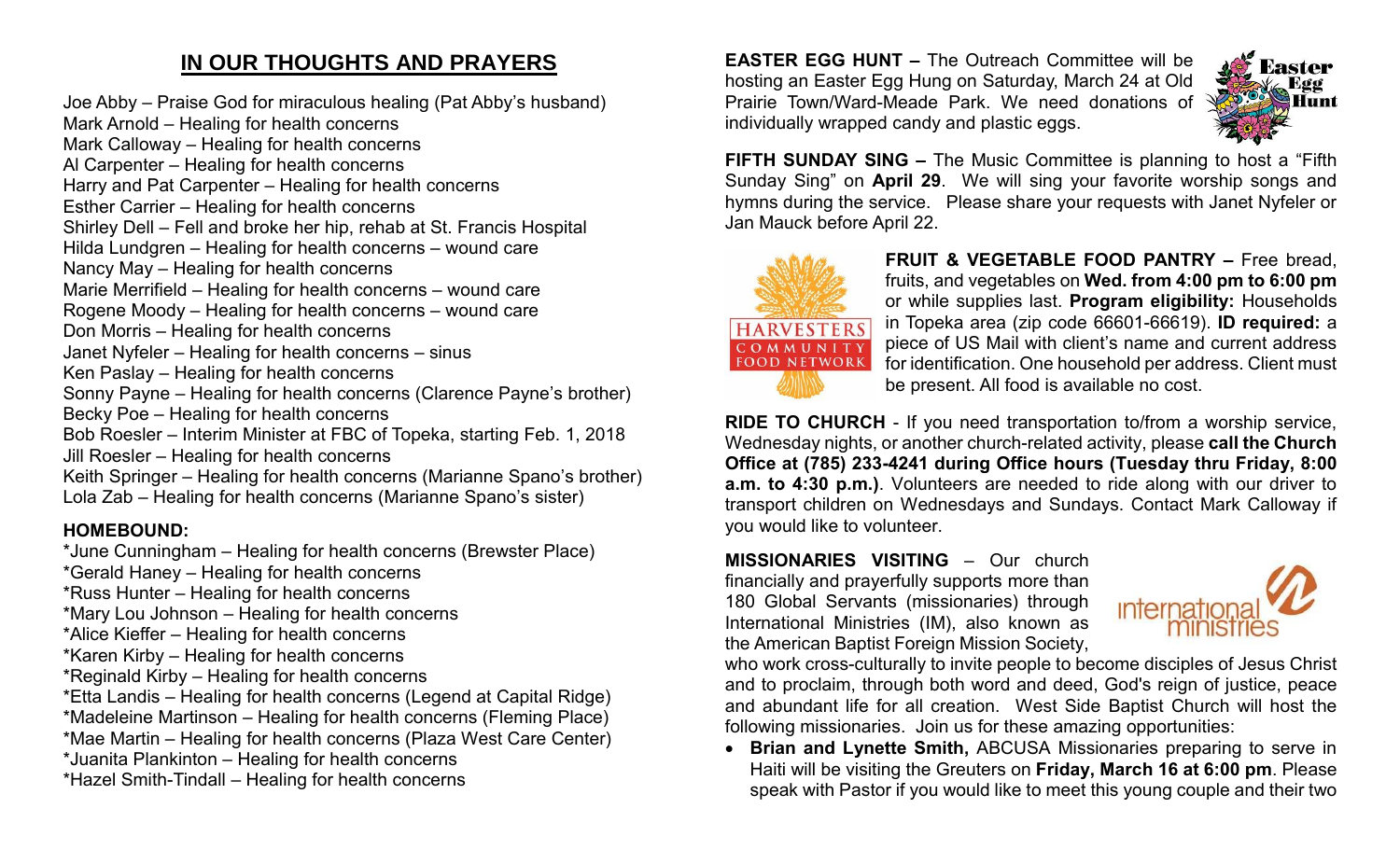## IN OUR THOUGHTS AND PRAYERS

Joe Abby – Praise God for miraculous healing (Pat Abby's husband)
Mark Arnold – Healing for health concerns
Mark Calloway – Healing for health concerns
Al Carpenter – Healing for health concerns
Harry and Pat Carpenter – Healing for health concerns
Esther Carrier – Healing for health concerns
Shirley Dell – Fell and broke her hip, rehab at St. Francis Hospital
Hilda Lundgren – Healing for health concerns – wound care
Nancy May – Healing for health concerns
Marie Merrifield – Healing for health concerns – wound care
Rogene Moody – Healing for health concerns – wound care
Don Morris – Healing for health concerns
Janet Nyfeler – Healing for health concerns – sinus
Ken Paslay – Healing for health concerns
Sonny Payne – Healing for health concerns (Clarence Payne's brother)
Becky Poe – Healing for health concerns
Bob Roesler – Interim Minister at FBC of Topeka, starting Feb. 1, 2018
Jill Roesler – Healing for health concerns
Keith Springer – Healing for health concerns (Marianne Spano's brother)
Lola Zab – Healing for health concerns (Marianne Spano's sister)

**HOMEBOUND:**

*June Cunningham – Healing for health concerns (Brewster Place)
*Gerald Haney – Healing for health concerns
*Russ Hunter – Healing for health concerns
*Mary Lou Johnson – Healing for health concerns
*Alice Kieffer – Healing for health concerns
*Karen Kirby – Healing for health concerns
*Reginald Kirby – Healing for health concerns
*Etta Landis – Healing for health concerns (Legend at Capital Ridge)
*Madeleine Martinson – Healing for health concerns (Fleming Place)
*Mae Martin – Healing for health concerns (Plaza West Care Center)
*Juanita Plankinton – Healing for health concerns
*Hazel Smith-Tindall – Healing for health concerns

**EASTER EGG HUNT –** The Outreach Committee will be hosting an Easter Egg Hung on Saturday, March 24 at Old Prairie Town/Ward-Meade Park. We need donations of individually wrapped candy and plastic eggs.

**FIFTH SUNDAY SING –** The Music Committee is planning to host a "Fifth Sunday Sing" on **April 29**. We will sing your favorite worship songs and hymns during the service. Please share your requests with Janet Nyfeler or Jan Mauck before April 22.

**FRUIT & VEGETABLE FOOD PANTRY –** Free bread, fruits, and vegetables on **Wed. from 4:00 pm to 6:00 pm** or while supplies last. **Program eligibility:** Households in Topeka area (zip code 66601-66619). **ID required:** a piece of US Mail with client's name and current address for identification. One household per address. Client must be present. All food is available no cost.

**RIDE TO CHURCH** - If you need transportation to/from a worship service, Wednesday nights, or another church-related activity, please **call the Church Office at (785) 233-4241 during Office hours (Tuesday thru Friday, 8:00 a.m. to 4:30 p.m.)**. Volunteers are needed to ride along with our driver to transport children on Wednesdays and Sundays. Contact Mark Calloway if you would like to volunteer.

**MISSIONARIES VISITING** – Our church financially and prayerfully supports more than 180 Global Servants (missionaries) through International Ministries (IM), also known as the American Baptist Foreign Mission Society, who work cross-culturally to invite people to become disciples of Jesus Christ and to proclaim, through both word and deed, God's reign of justice, peace and abundant life for all creation. West Side Baptist Church will host the following missionaries. Join us for these amazing opportunities:

- **Brian and Lynette Smith,** ABCUSA Missionaries preparing to serve in Haiti will be visiting the Greuters on **Friday, March 16 at 6:00 pm**. Please speak with Pastor if you would like to meet this young couple and their two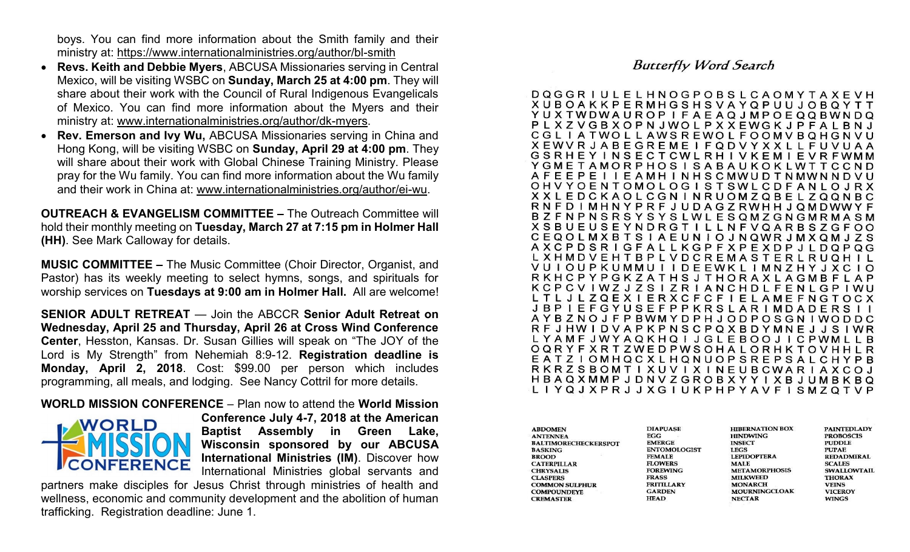boys. You can find more information about the Smith family and their ministry at: https://www.internationalministries.org/author/bl-smith

- **Revs. Keith and Debbie Myers**, ABCUSA Missionaries serving in Central Mexico, will be visiting WSBC on **Sunday, March 25 at 4:00 pm**. They will share about their work with the Council of Rural Indigenous Evangelicals of Mexico. You can find more information about the Myers and their ministry at: www.internationalministries.org/author/dk-myers.
- **Rev. Emerson and Ivy Wu,** ABCUSA Missionaries serving in China and Hong Kong, will be visiting WSBC on **Sunday, April 29 at 4:00 pm**. They will share about their work with Global Chinese Training Ministry. Please pray for the Wu family. You can find more information about the Wu family and their work in China at: www.internationalministries.org/author/ei-wu.

**OUTREACH & EVANGELISM COMMITTEE –** The Outreach Committee will hold their monthly meeting on **Tuesday, March 27 at 7:15 pm in Holmer Hall (HH)**. See Mark Calloway for details.

**MUSIC COMMITTEE –** The Music Committee (Choir Director, Organist, and Pastor) has its weekly meeting to select hymns, songs, and spirituals for worship services on **Tuesdays at 9:00 am in Holmer Hall.** All are welcome!

**SENIOR ADULT RETREAT** — Join the ABCCR **Senior Adult Retreat on Wednesday, April 25 and Thursday, April 26 at Cross Wind Conference Center**, Hesston, Kansas. Dr. Susan Gillies will speak on "The JOY of the Lord is My Strength" from Nehemiah 8:9-12. **Registration deadline is Monday, April 2, 2018**. Cost: $99.00 per person which includes programming, all meals, and lodging. See Nancy Cottril for more details.

**WORLD MISSION CONFERENCE** – Plan now to attend the **World Mission Conference July 4-7, 2018 at the American Baptist Assembly in Green Lake, Wisconsin sponsored by our ABCUSA International Ministries (IM)**. Discover how International Ministries global servants and partners make disciples for Jesus Christ through ministries of health and wellness, economic and community development and the abolition of human trafficking. Registration deadline: June 1.

## *Butterfly Word Search*

```
D Q G G R I U L E L H N O G P O B S L C A O M Y T A X E V H
X U B O A K K P E R M H G S H S V A Y Q P U U J O B Q Y T T
Y U X T W D W A U R O P I F A E A Q J M P O E Q Q B W N D Q
P L X Z V G B X O P N J W O L P X X E W G K J P F A L B N J
C G L I A T W O L L A W S R E W O L F O O M V B Q H G N V U
X E W V R J A B E G R E M E I F Q D V Y X X L L F U V U A A
G S R H E Y I N S E C T C W L R H I V K E M I E V R F W M M
Y G M E T A M O R P H O S I S A B A U K O K L W T T C C N D
A F E E P E I I E A M H I N H S C M W U D T N M W N N D V U
O H V Y O E N T O M O L O G I S T S W L C D F A N L O J R X
X X L E D C K A O L C G N I N R U O M Z Q B E L Z Q Q N B C
R N F D I M H N Y P R F J U D A G Z R W H H J Q M D W W Y F
B Z F N P N S R S Y S Y S L W L E S Q M Z G N G M R M A S M
X S B U E U S E Y N D R G T I L L N F V Q A R B S Z G F O O
C E Q O L M X B T S I A E U N I O J N Q W R J M X Q M J Z S
A X C P D S R I G F A L L K G P F X P E X D P J L D Q P Q G
L X H M D V E H T B P L V D C R E M A S T E R L R U Q H I L
V U I O U P K U M M U I I D E E W K L I M N Z H Y J X C I O
R K H C P Y P G K Z A T H S J T H O R A X L A G M B F L A P
K C P C V I W Z J Z S I Z R I A N C H D L F E N L G P I W U
L T L J L Z Q E X I E R X C F C F I E L A M E F N G T O C X
J B P I E F G Y U S E F P P K R S L A R I M D A D E R S I I
A Y B Z N O J F P B W M Y D P H J O D P O S G N I W O D D C
R F J H W I D V A P K P N S C P Q X B D Y M N E J J S I W R
L Y A M F J W Y A Q K H Q I J G L E B O O J I C P W M L L B
O Q R Y F X R T Z W E D P W S O H A L O R H K T O V H H L R
E A T Z I O M H Q C X L H Q N U O P S R E P S A L C H Y P B
R K R Z S B O M T I X U V I X I N E U B C W A R I A X C O J
H B A Q X M M P J D N V Z G R O B X Y Y I X B J U M B K B Q
L I Y Q J X P R J J X G I U K P H P Y A V F I S M Z Q T V P
```

| | | | |
|---|---|---|---|
| ABDOMEN | DIAPUASE | HIBERNATION BOX | PAINTEDLADY |
| ANTENNEA | EGG | HINDWING | PROBOSCIS |
| BALTIMORECHECKERSPOT | EMERGE | INSECT | PUDDLE |
| BASKING | ENTOMOLOGIST | LEGS | PUPAE |
| BROOD | FEMALE | LEPIDOPTERA | REDADMIRAL |
| CATERPILLAR | FLOWERS | MALE | SCALES |
| CHRYSALIS | FOREWING | METAMORPHOSIS | SWALLOWTAIL |
| CLASPERS | FRASS | MILKWEED | THORAX |
| COMMON SULPHUR | FRITILLARY | MONARCH | VEINS |
| COMPOUNDEYE | GARDEN | MOURNINGCLOAK | VICEROY |
| CREMASTER | HEAD | NECTAR | WINGS |